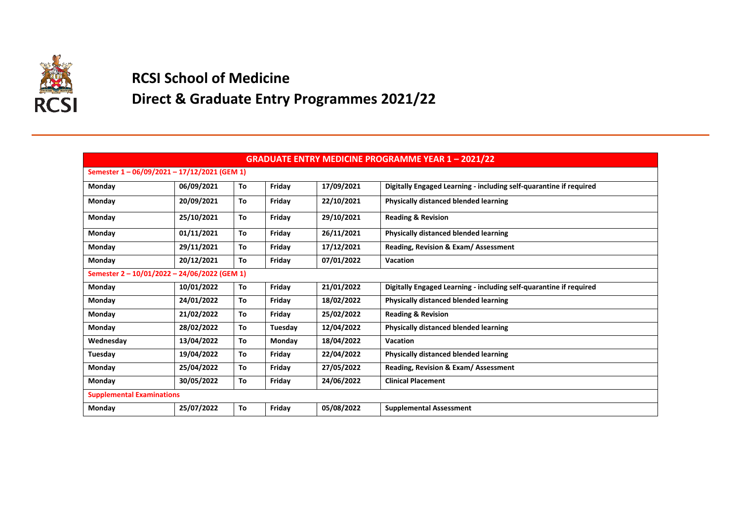# RCSI School of Medicine

# Direct & Graduate Entry Programmes 2021/22

| GRADUATE ENTRY MEDICINE PROGRAMME YEAR 1 – 2021/22 | | | | | |
|---|---|---|---|---|---|
| **Semester 1 – 06/09/2021 – 17/12/2021 (GEM 1)** | | | | | |
| Monday | 06/09/2021 | To | Friday | 17/09/2021 | Digitally Engaged Learning - including self-quarantine if required |
| Monday | 20/09/2021 | To | Friday | 22/10/2021 | Physically distanced blended learning |
| Monday | 25/10/2021 | To | Friday | 29/10/2021 | Reading & Revision |
| Monday | 01/11/2021 | To | Friday | 26/11/2021 | Physically distanced blended learning |
| Monday | 29/11/2021 | To | Friday | 17/12/2021 | Reading, Revision & Exam/ Assessment |
| Monday | 20/12/2021 | To | Friday | 07/01/2022 | Vacation |
| **Semester 2 – 10/01/2022 – 24/06/2022 (GEM 1)** | | | | | |
| Monday | 10/01/2022 | To | Friday | 21/01/2022 | Digitally Engaged Learning - including self-quarantine if required |
| Monday | 24/01/2022 | To | Friday | 18/02/2022 | Physically distanced blended learning |
| Monday | 21/02/2022 | To | Friday | 25/02/2022 | Reading & Revision |
| Monday | 28/02/2022 | To | Tuesday | 12/04/2022 | Physically distanced blended learning |
| Wednesday | 13/04/2022 | To | Monday | 18/04/2022 | Vacation |
| Tuesday | 19/04/2022 | To | Friday | 22/04/2022 | Physically distanced blended learning |
| Monday | 25/04/2022 | To | Friday | 27/05/2022 | Reading, Revision & Exam/ Assessment |
| Monday | 30/05/2022 | To | Friday | 24/06/2022 | Clinical Placement |
| **Supplemental Examinations** | | | | | |
| Monday | 25/07/2022 | To | Friday | 05/08/2022 | Supplemental Assessment |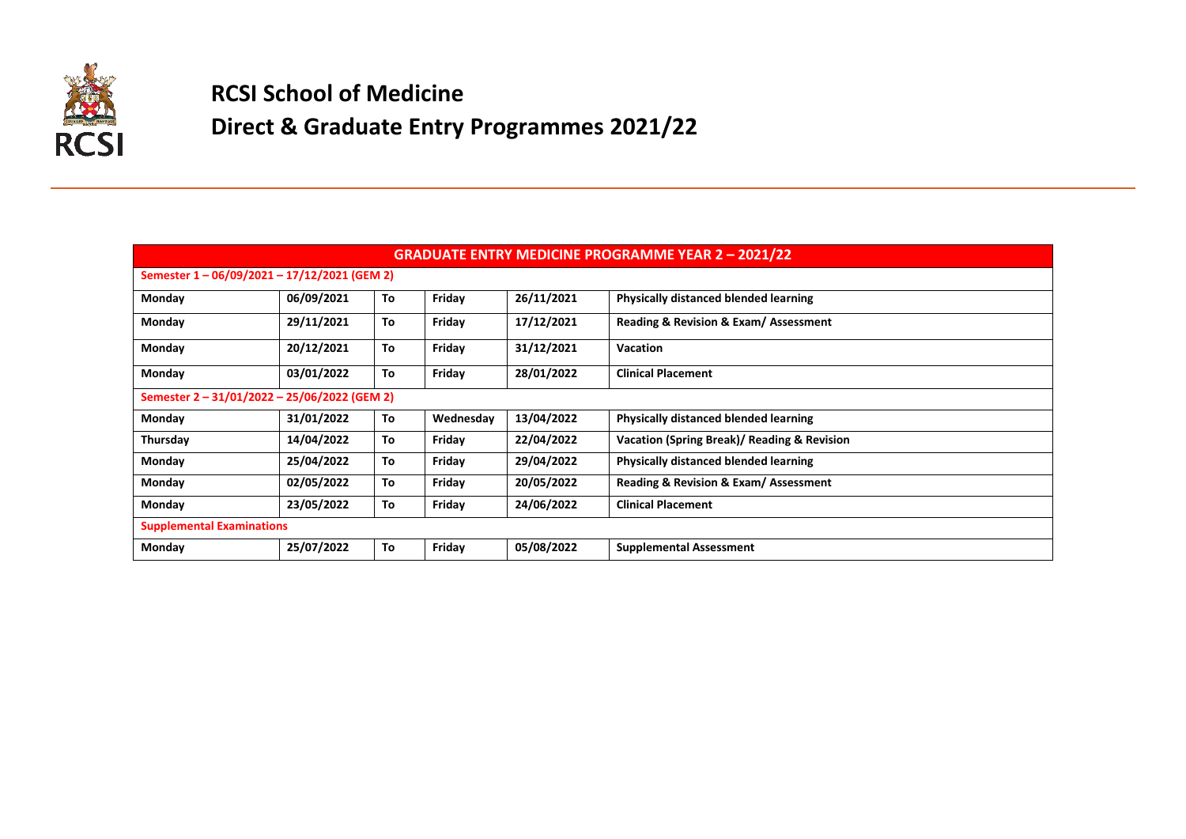# RCSI School of Medicine

# Direct & Graduate Entry Programmes 2021/22

| GRADUATE ENTRY MEDICINE PROGRAMME YEAR 2 – 2021/22 | | | | | |
|---|---|---|---|---|---|
| **Semester 1 – 06/09/2021 – 17/12/2021 (GEM 2)** | | | | | |
| Monday | 06/09/2021 | To | Friday | 26/11/2021 | Physically distanced blended learning |
| Monday | 29/11/2021 | To | Friday | 17/12/2021 | Reading & Revision & Exam/ Assessment |
| Monday | 20/12/2021 | To | Friday | 31/12/2021 | Vacation |
| Monday | 03/01/2022 | To | Friday | 28/01/2022 | Clinical Placement |
| **Semester 2 – 31/01/2022 – 25/06/2022 (GEM 2)** | | | | | |
| Monday | 31/01/2022 | To | Wednesday | 13/04/2022 | Physically distanced blended learning |
| Thursday | 14/04/2022 | To | Friday | 22/04/2022 | Vacation (Spring Break)/ Reading & Revision |
| Monday | 25/04/2022 | To | Friday | 29/04/2022 | Physically distanced blended learning |
| Monday | 02/05/2022 | To | Friday | 20/05/2022 | Reading & Revision & Exam/ Assessment |
| Monday | 23/05/2022 | To | Friday | 24/06/2022 | Clinical Placement |
| **Supplemental Examinations** | | | | | |
| Monday | 25/07/2022 | To | Friday | 05/08/2022 | Supplemental Assessment |